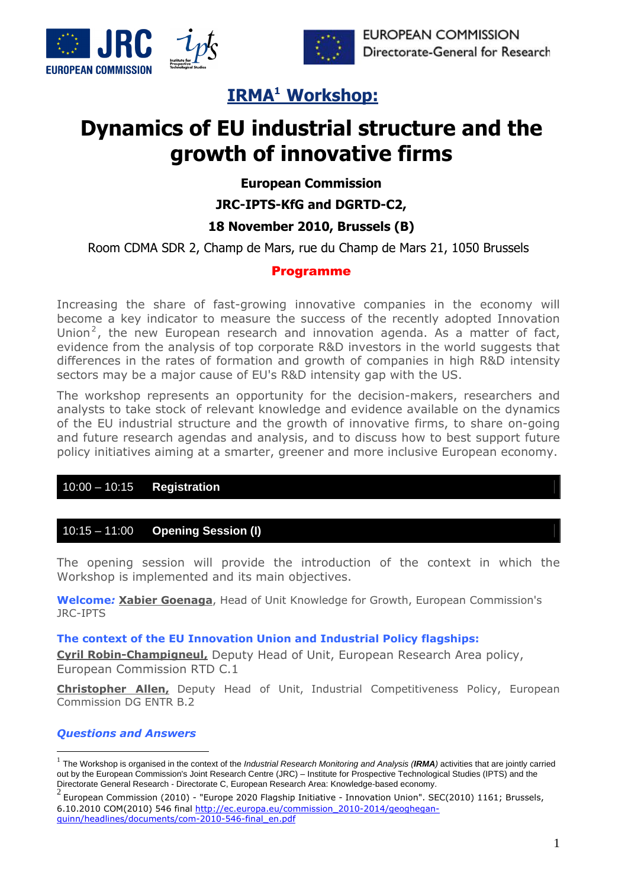EUROPEAN COMMISSION
Directorate-General for Research

## IRMA[1] Workshop:

# Dynamics of EU industrial structure and the growth of innovative firms

**European Commission**

**JRC-IPTS-KfG and DGRTD-C2,**

**18 November 2010, Brussels (B)**

Room CDMA SDR 2, Champ de Mars, rue du Champ de Mars 21, 1050 Brussels

**Programme**

Increasing the share of fast-growing innovative companies in the economy will become a key indicator to measure the success of the recently adopted Innovation Union[2], the new European research and innovation agenda. As a matter of fact, evidence from the analysis of top corporate R&D investors in the world suggests that differences in the rates of formation and growth of companies in high R&D intensity sectors may be a major cause of EU's R&D intensity gap with the US.

The workshop represents an opportunity for the decision-makers, researchers and analysts to take stock of relevant knowledge and evidence available on the dynamics of the EU industrial structure and the growth of innovative firms, to share on-going and future research agendas and analysis, and to discuss how to best support future policy initiatives aiming at a smarter, greener and more inclusive European economy.

**10:00 – 10:15 Registration**

**10:15 – 11:00 Opening Session (I)**

The opening session will provide the introduction of the context in which the Workshop is implemented and its main objectives.

**Welcome*:*** **Xabier Goenaga**, Head of Unit Knowledge for Growth, European Commission's JRC-IPTS

**The context of the EU Innovation Union and Industrial Policy flagships:**

**Cyril Robin-Champigneul,** Deputy Head of Unit, European Research Area policy, European Commission RTD C.1

**Christopher Allen,** Deputy Head of Unit, Industrial Competitiveness Policy, European Commission DG ENTR B.2

***Questions and Answers***

---

[1] The Workshop is organised in the context of the *Industrial Research Monitoring and Analysis (**IRMA**)* activities that are jointly carried out by the European Commission's Joint Research Centre (JRC) – Institute for Prospective Technological Studies (IPTS) and the Directorate General Research - Directorate C, European Research Area: Knowledge-based economy.

[2] European Commission (2010) - "Europe 2020 Flagship Initiative - Innovation Union". SEC(2010) 1161; Brussels, 6.10.2010 COM(2010) 546 final http://ec.europa.eu/commission_2010-2014/geoghegan-quinn/headlines/documents/com-2010-546-final_en.pdf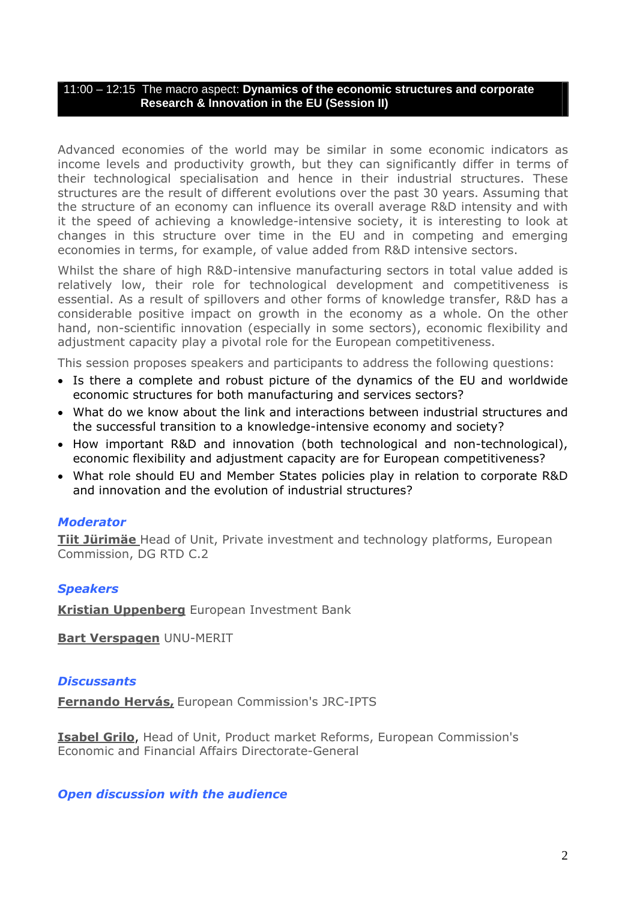## 11:00 – 12:15 The macro aspect: **Dynamics of the economic structures and corporate Research & Innovation in the EU (Session II)**

Advanced economies of the world may be similar in some economic indicators as income levels and productivity growth, but they can significantly differ in terms of their technological specialisation and hence in their industrial structures. These structures are the result of different evolutions over the past 30 years. Assuming that the structure of an economy can influence its overall average R&D intensity and with it the speed of achieving a knowledge-intensive society, it is interesting to look at changes in this structure over time in the EU and in competing and emerging economies in terms, for example, of value added from R&D intensive sectors.

Whilst the share of high R&D-intensive manufacturing sectors in total value added is relatively low, their role for technological development and competitiveness is essential. As a result of spillovers and other forms of knowledge transfer, R&D has a considerable positive impact on growth in the economy as a whole. On the other hand, non-scientific innovation (especially in some sectors), economic flexibility and adjustment capacity play a pivotal role for the European competitiveness.

This session proposes speakers and participants to address the following questions:

- Is there a complete and robust picture of the dynamics of the EU and worldwide economic structures for both manufacturing and services sectors?
- What do we know about the link and interactions between industrial structures and the successful transition to a knowledge-intensive economy and society?
- How important R&D and innovation (both technological and non-technological), economic flexibility and adjustment capacity are for European competitiveness?
- What role should EU and Member States policies play in relation to corporate R&D and innovation and the evolution of industrial structures?

### *Moderator*

**Tiit Jürimäe** Head of Unit, Private investment and technology platforms, European Commission, DG RTD C.2

### *Speakers*

**Kristian Uppenberg** European Investment Bank

**Bart Verspagen** UNU-MERIT

### *Discussants*

**Fernando Hervás,** European Commission's JRC-IPTS

**Isabel Grilo**, Head of Unit, Product market Reforms, European Commission's Economic and Financial Affairs Directorate-General

### *Open discussion with the audience*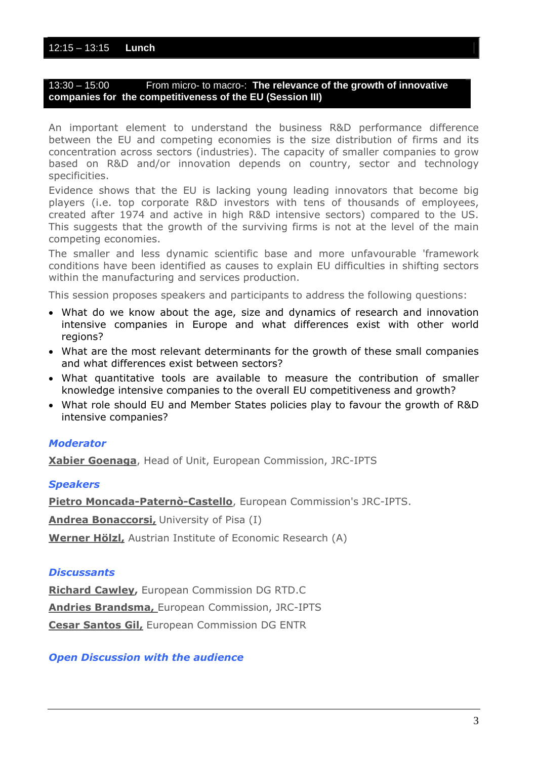## 12:15 – 13:15 **Lunch**

## 13:30 – 15:00 From micro- to macro-: **The relevance of the growth of innovative companies for the competitiveness of the EU (Session III)**

An important element to understand the business R&D performance difference between the EU and competing economies is the size distribution of firms and its concentration across sectors (industries). The capacity of smaller companies to grow based on R&D and/or innovation depends on country, sector and technology specificities.

Evidence shows that the EU is lacking young leading innovators that become big players (i.e. top corporate R&D investors with tens of thousands of employees, created after 1974 and active in high R&D intensive sectors) compared to the US. This suggests that the growth of the surviving firms is not at the level of the main competing economies.

The smaller and less dynamic scientific base and more unfavourable 'framework conditions have been identified as causes to explain EU difficulties in shifting sectors within the manufacturing and services production.

This session proposes speakers and participants to address the following questions:

- What do we know about the age, size and dynamics of research and innovation intensive companies in Europe and what differences exist with other world regions?
- What are the most relevant determinants for the growth of these small companies and what differences exist between sectors?
- What quantitative tools are available to measure the contribution of smaller knowledge intensive companies to the overall EU competitiveness and growth?
- What role should EU and Member States policies play to favour the growth of R&D intensive companies?

### *Moderator*

**Xabier Goenaga**, Head of Unit, European Commission, JRC-IPTS

### *Speakers*

**Pietro Moncada-Paternò-Castello**, European Commission's JRC-IPTS.

**Andrea Bonaccorsi,** University of Pisa (I)

**Werner Hölzl,** Austrian Institute of Economic Research (A)

### *Discussants*

**Richard Cawley,** European Commission DG RTD.C

**Andries Brandsma,** European Commission, JRC-IPTS

**Cesar Santos Gil,** European Commission DG ENTR

### *Open Discussion with the audience*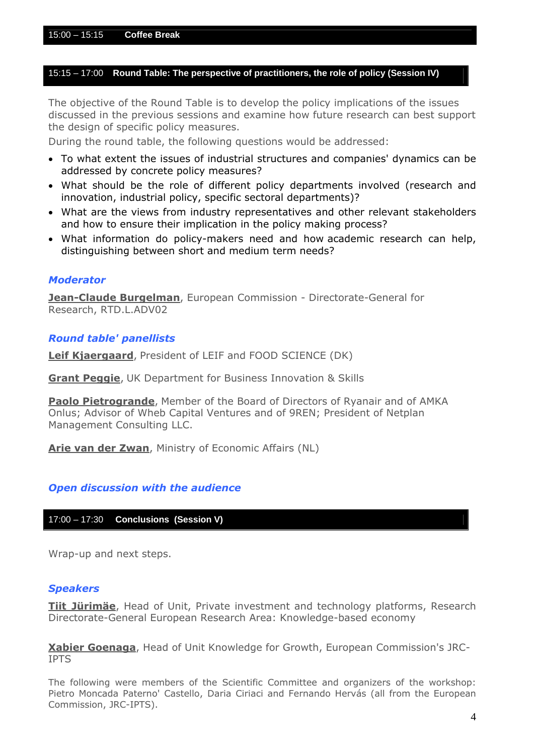**15:00 – 15:15 Coffee Break**

## 15:15 – 17:00 Round Table: The perspective of practitioners, the role of policy (Session IV)

The objective of the Round Table is to develop the policy implications of the issues discussed in the previous sessions and examine how future research can best support the design of specific policy measures.

During the round table, the following questions would be addressed:

- To what extent the issues of industrial structures and companies' dynamics can be addressed by concrete policy measures?
- What should be the role of different policy departments involved (research and innovation, industrial policy, specific sectoral departments)?
- What are the views from industry representatives and other relevant stakeholders and how to ensure their implication in the policy making process?
- What information do policy-makers need and how academic research can help, distinguishing between short and medium term needs?

### *Moderator*

**Jean-Claude Burgelman**, European Commission - Directorate-General for Research, RTD.L.ADV02

### *Round table' panellists*

**Leif Kjaergaard**, President of LEIF and FOOD SCIENCE (DK)

**Grant Peggie**, UK Department for Business Innovation & Skills

**Paolo Pietrogrande**, Member of the Board of Directors of Ryanair and of AMKA Onlus; Advisor of Wheb Capital Ventures and of 9REN; President of Netplan Management Consulting LLC.

**Arie van der Zwan**, Ministry of Economic Affairs (NL)

### *Open discussion with the audience*

## 17:00 – 17:30 Conclusions (Session V)

Wrap-up and next steps.

### *Speakers*

**Tiit Jürimäe**, Head of Unit, Private investment and technology platforms, Research Directorate-General European Research Area: Knowledge-based economy

**Xabier Goenaga**, Head of Unit Knowledge for Growth, European Commission's JRC-IPTS

The following were members of the Scientific Committee and organizers of the workshop: Pietro Moncada Paterno' Castello, Daria Ciriaci and Fernando Hervás (all from the European Commission, JRC-IPTS).